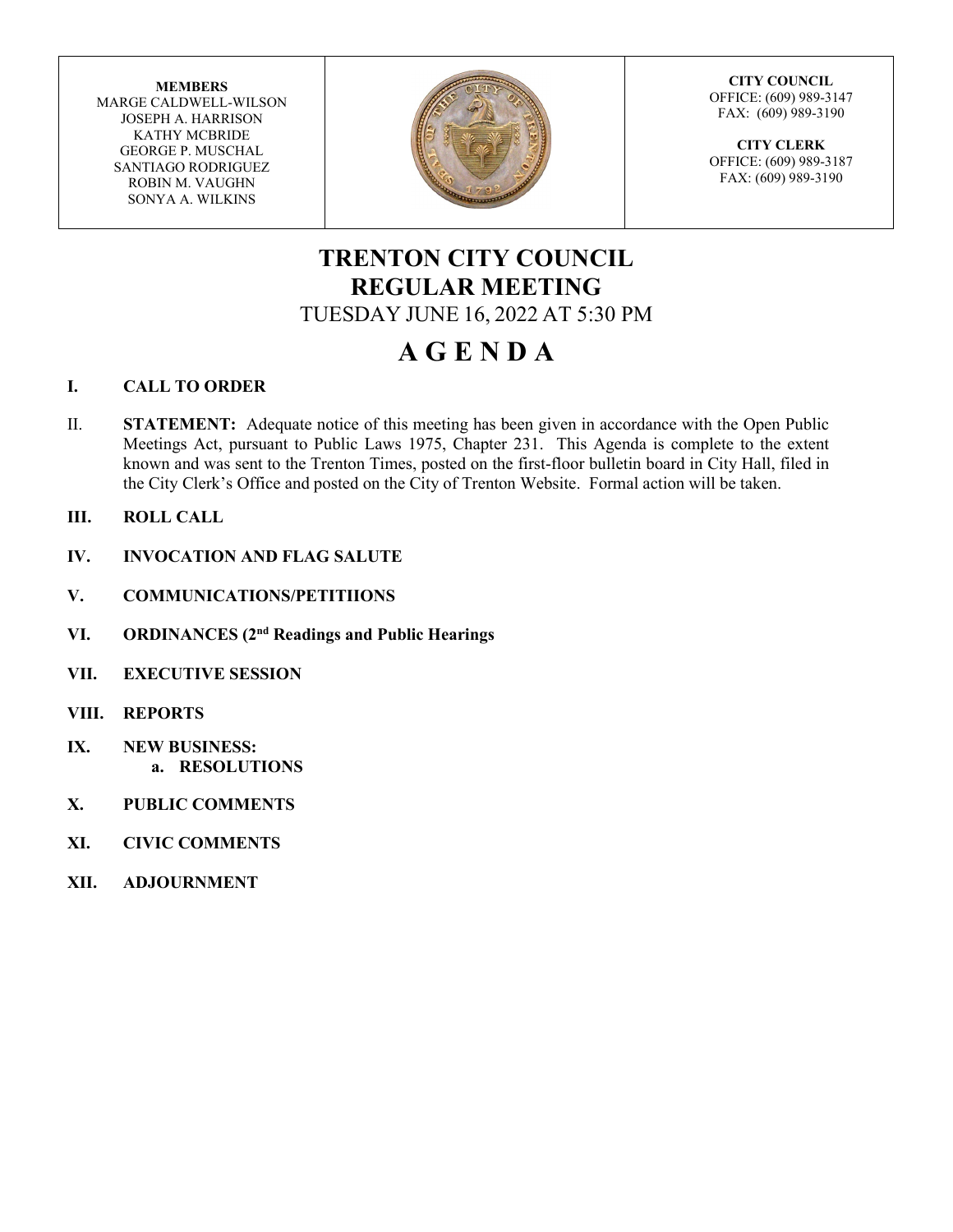| MEMBERS | | CITY COUNCIL |
|---|---|---|
| MARGE CALDWELL-WILSON<br>JOSEPH A. HARRISON<br>KATHY MCBRIDE<br>GEORGE P. MUSCHAL<br>SANTIAGO RODRIGUEZ<br>ROBIN M. VAUGHN<br>SONYA A. WILKINS | | OFFICE: (609) 989-3147<br>FAX: (609) 989-3190<br><br>**CITY CLERK**<br>OFFICE: (609) 989-3187<br>FAX: (609) 989-3190 |

# TRENTON CITY COUNCIL
# REGULAR MEETING

TUESDAY JUNE 16, 2022 AT 5:30 PM

# A G E N D A

**I. CALL TO ORDER**

II. **STATEMENT:** Adequate notice of this meeting has been given in accordance with the Open Public Meetings Act, pursuant to Public Laws 1975, Chapter 231. This Agenda is complete to the extent known and was sent to the Trenton Times, posted on the first-floor bulletin board in City Hall, filed in the City Clerk's Office and posted on the City of Trenton Website. Formal action will be taken.

**III. ROLL CALL**

**IV. INVOCATION AND FLAG SALUTE**

**V. COMMUNICATIONS/PETITIIONS**

**VI. ORDINANCES (2nd Readings and Public Hearings**

**VII. EXECUTIVE SESSION**

**VIII. REPORTS**

**IX. NEW BUSINESS:**
   **a. RESOLUTIONS**

**X. PUBLIC COMMENTS**

**XI. CIVIC COMMENTS**

**XII. ADJOURNMENT**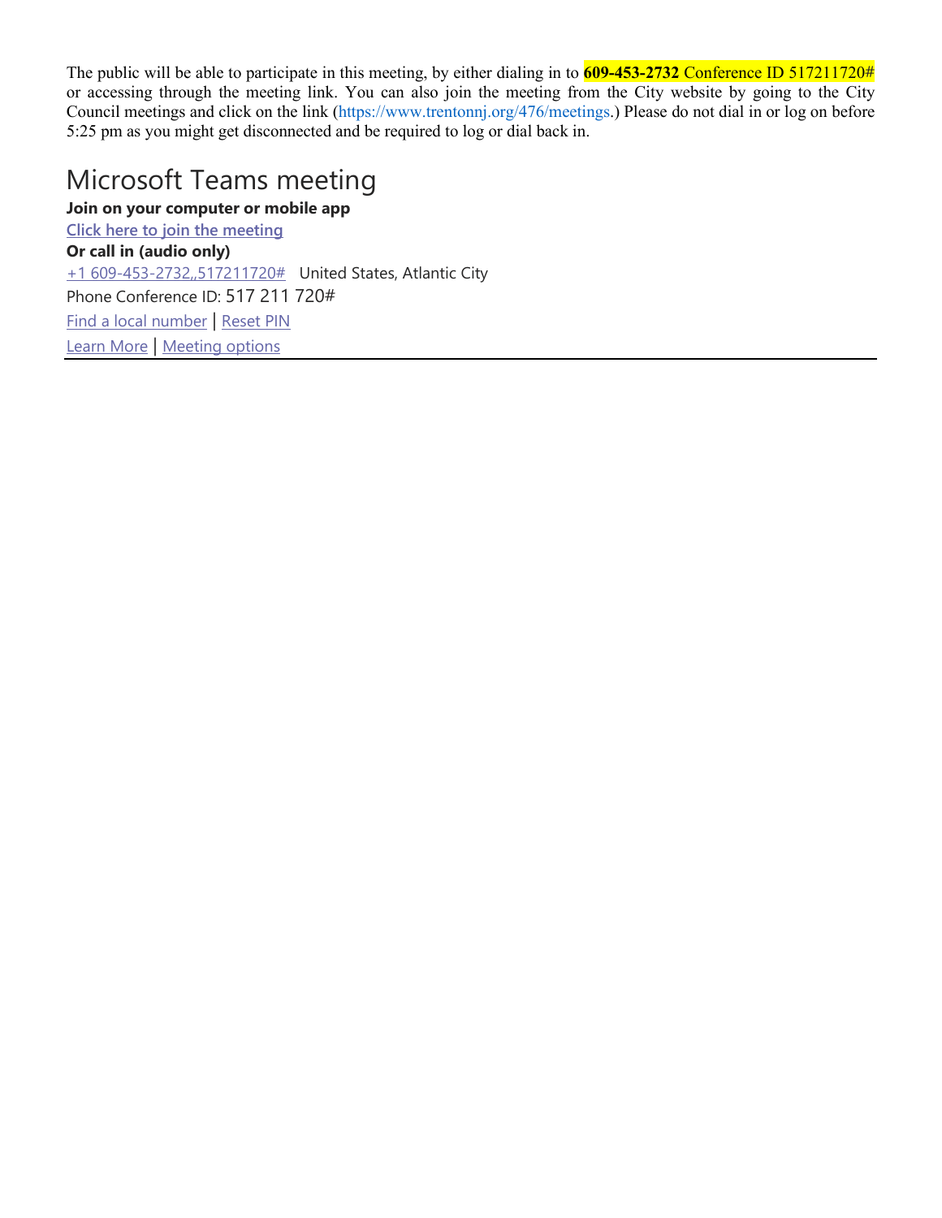The public will be able to participate in this meeting, by either dialing in to **609-453-2732** Conference ID 517211720# or accessing through the meeting link. You can also join the meeting from the City website by going to the City Council meetings and click on the link (https://www.trentonnj.org/476/meetings.) Please do not dial in or log on before 5:25 pm as you might get disconnected and be required to log or dial back in.

# Microsoft Teams meeting

**Join on your computer or mobile app**

**Click here to join the meeting**

**Or call in (audio only)**

+1 609-453-2732,,517211720#   United States, Atlantic City

Phone Conference ID: 517 211 720#

Find a local number | Reset PIN

Learn More | Meeting options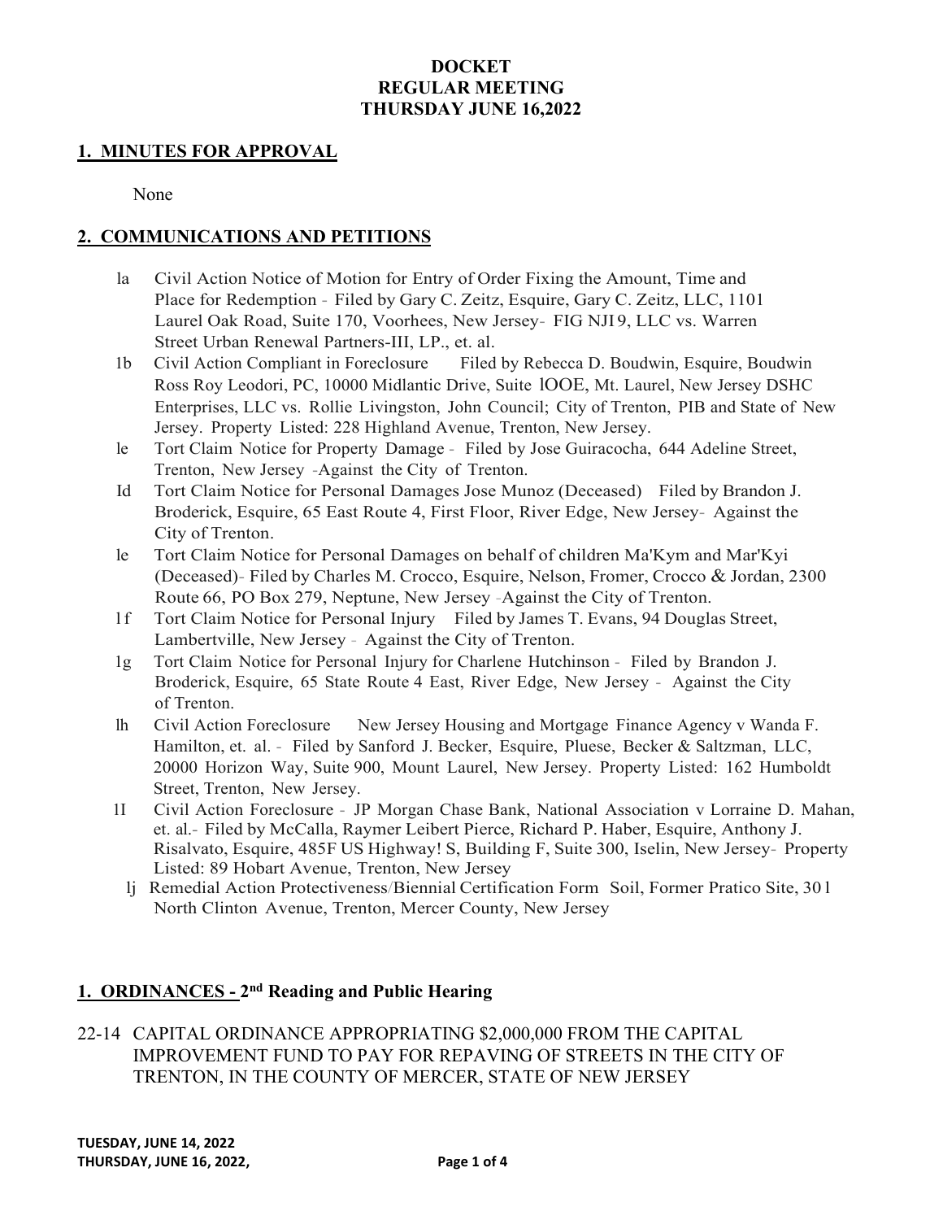**DOCKET**
**REGULAR MEETING**
**THURSDAY JUNE 16,2022**

## 1. MINUTES FOR APPROVAL

None

## 2. COMMUNICATIONS AND PETITIONS

- la Civil Action Notice of Motion for Entry of Order Fixing the Amount, Time and Place for Redemption - Filed by Gary C. Zeitz, Esquire, Gary C. Zeitz, LLC, 1101 Laurel Oak Road, Suite 170, Voorhees, New Jersey- FIG NJI9, LLC vs. Warren Street Urban Renewal Partners-III, LP., et. al.
- 1b Civil Action Compliant in Foreclosure Filed by Rebecca D. Boudwin, Esquire, Boudwin Ross Roy Leodori, PC, 10000 Midlantic Drive, Suite lOOE, Mt. Laurel, New Jersey DSHC Enterprises, LLC vs. Rollie Livingston, John Council; City of Trenton, PIB and State of New Jersey. Property Listed: 228 Highland Avenue, Trenton, New Jersey.
- le Tort Claim Notice for Property Damage - Filed by Jose Guiracocha, 644 Adeline Street, Trenton, New Jersey -Against the City of Trenton.
- Id Tort Claim Notice for Personal Damages Jose Munoz (Deceased) Filed by Brandon J. Broderick, Esquire, 65 East Route 4, First Floor, River Edge, New Jersey- Against the City of Trenton.
- le Tort Claim Notice for Personal Damages on behalf of children Ma'Kym and Mar'Kyi (Deceased)- Filed by Charles M. Crocco, Esquire, Nelson, Fromer, Crocco & Jordan, 2300 Route 66, PO Box 279, Neptune, New Jersey -Against the City of Trenton.
- 1f Tort Claim Notice for Personal Injury Filed by James T. Evans, 94 Douglas Street, Lambertville, New Jersey - Against the City of Trenton.
- 1g Tort Claim Notice for Personal Injury for Charlene Hutchinson - Filed by Brandon J. Broderick, Esquire, 65 State Route 4 East, River Edge, New Jersey - Against the City of Trenton.
- lh Civil Action Foreclosure New Jersey Housing and Mortgage Finance Agency v Wanda F. Hamilton, et. al. - Filed by Sanford J. Becker, Esquire, Pluese, Becker & Saltzman, LLC, 20000 Horizon Way, Suite 900, Mount Laurel, New Jersey. Property Listed: 162 Humboldt Street, Trenton, New Jersey.
- 1I Civil Action Foreclosure - JP Morgan Chase Bank, National Association v Lorraine D. Mahan, et. al.- Filed by McCalla, Raymer Leibert Pierce, Richard P. Haber, Esquire, Anthony J. Risalvato, Esquire, 485F US Highway! S, Building F, Suite 300, Iselin, New Jersey- Property Listed: 89 Hobart Avenue, Trenton, New Jersey
- lj Remedial Action Protectiveness/Biennial Certification Form Soil, Former Pratico Site, 30l North Clinton Avenue, Trenton, Mercer County, New Jersey

## 1. ORDINANCES - 2nd Reading and Public Hearing

22-14 CAPITAL ORDINANCE APPROPRIATING $2,000,000 FROM THE CAPITAL IMPROVEMENT FUND TO PAY FOR REPAVING OF STREETS IN THE CITY OF TRENTON, IN THE COUNTY OF MERCER, STATE OF NEW JERSEY

**TUESDAY, JUNE 14, 2022**
**THURSDAY, JUNE 16, 2022,**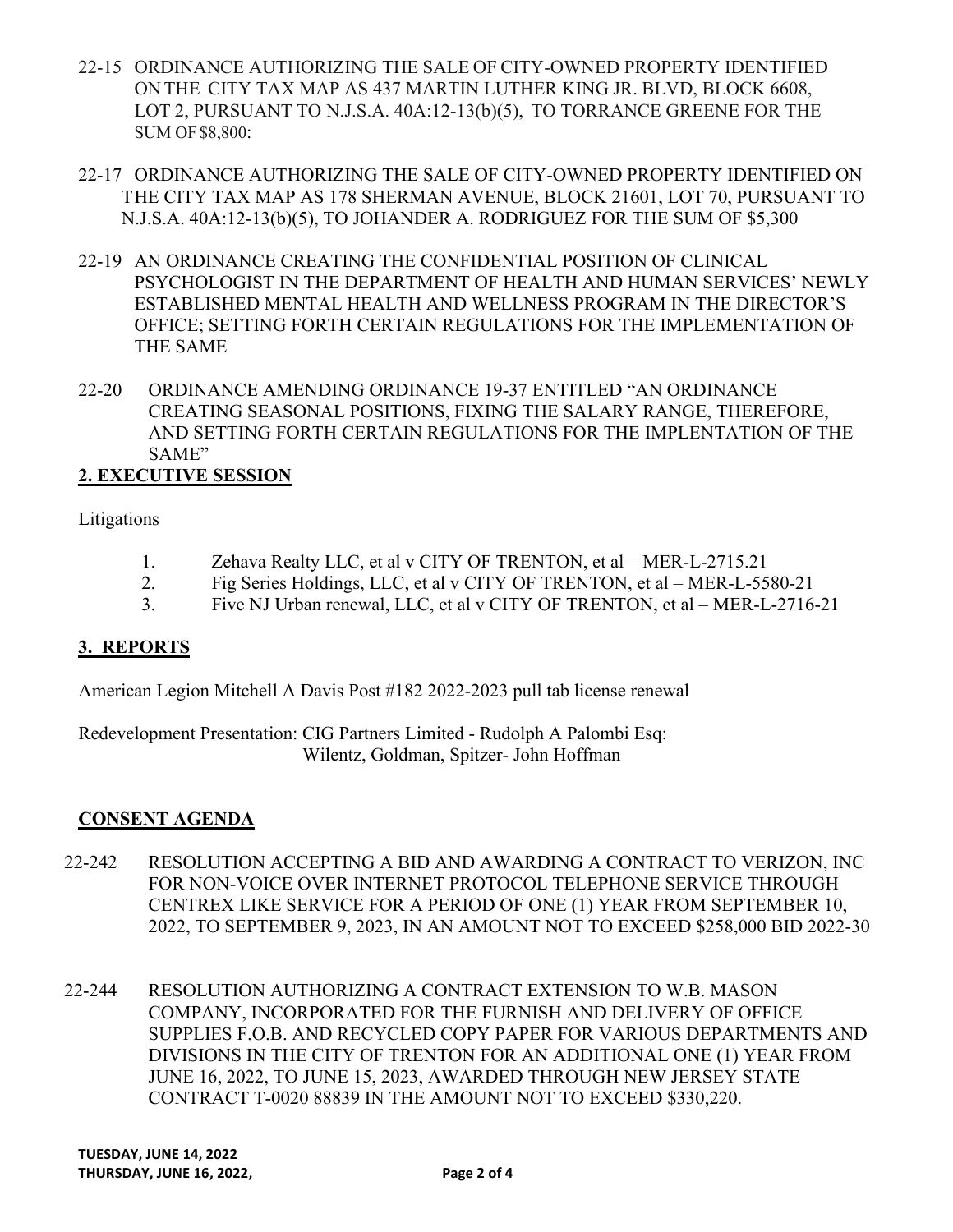22-15 ORDINANCE AUTHORIZING THE SALE OF CITY-OWNED PROPERTY IDENTIFIED ON THE CITY TAX MAP AS 437 MARTIN LUTHER KING JR. BLVD, BLOCK 6608, LOT 2, PURSUANT TO N.J.S.A. 40A:12-13(b)(5), TO TORRANCE GREENE FOR THE SUM OF $8,800:

22-17 ORDINANCE AUTHORIZING THE SALE OF CITY-OWNED PROPERTY IDENTIFIED ON THE CITY TAX MAP AS 178 SHERMAN AVENUE, BLOCK 21601, LOT 70, PURSUANT TO N.J.S.A. 40A:12-13(b)(5), TO JOHANDER A. RODRIGUEZ FOR THE SUM OF $5,300

22-19 AN ORDINANCE CREATING THE CONFIDENTIAL POSITION OF CLINICAL PSYCHOLOGIST IN THE DEPARTMENT OF HEALTH AND HUMAN SERVICES' NEWLY ESTABLISHED MENTAL HEALTH AND WELLNESS PROGRAM IN THE DIRECTOR'S OFFICE; SETTING FORTH CERTAIN REGULATIONS FOR THE IMPLEMENTATION OF THE SAME

22-20 ORDINANCE AMENDING ORDINANCE 19-37 ENTITLED "AN ORDINANCE CREATING SEASONAL POSITIONS, FIXING THE SALARY RANGE, THEREFORE, AND SETTING FORTH CERTAIN REGULATIONS FOR THE IMPLENTATION OF THE SAME"

## 2. EXECUTIVE SESSION

Litigations

1. Zehava Realty LLC, et al v CITY OF TRENTON, et al – MER-L-2715.21
2. Fig Series Holdings, LLC, et al v CITY OF TRENTON, et al – MER-L-5580-21
3. Five NJ Urban renewal, LLC, et al v CITY OF TRENTON, et al – MER-L-2716-21

## 3. REPORTS

American Legion Mitchell A Davis Post #182 2022-2023 pull tab license renewal

Redevelopment Presentation: CIG Partners Limited - Rudolph A Palombi Esq:
Wilentz, Goldman, Spitzer- John Hoffman

## CONSENT AGENDA

22-242 RESOLUTION ACCEPTING A BID AND AWARDING A CONTRACT TO VERIZON, INC FOR NON-VOICE OVER INTERNET PROTOCOL TELEPHONE SERVICE THROUGH CENTREX LIKE SERVICE FOR A PERIOD OF ONE (1) YEAR FROM SEPTEMBER 10, 2022, TO SEPTEMBER 9, 2023, IN AN AMOUNT NOT TO EXCEED $258,000 BID 2022-30

22-244 RESOLUTION AUTHORIZING A CONTRACT EXTENSION TO W.B. MASON COMPANY, INCORPORATED FOR THE FURNISH AND DELIVERY OF OFFICE SUPPLIES F.O.B. AND RECYCLED COPY PAPER FOR VARIOUS DEPARTMENTS AND DIVISIONS IN THE CITY OF TRENTON FOR AN ADDITIONAL ONE (1) YEAR FROM JUNE 16, 2022, TO JUNE 15, 2023, AWARDED THROUGH NEW JERSEY STATE CONTRACT T-0020 88839 IN THE AMOUNT NOT TO EXCEED $330,220.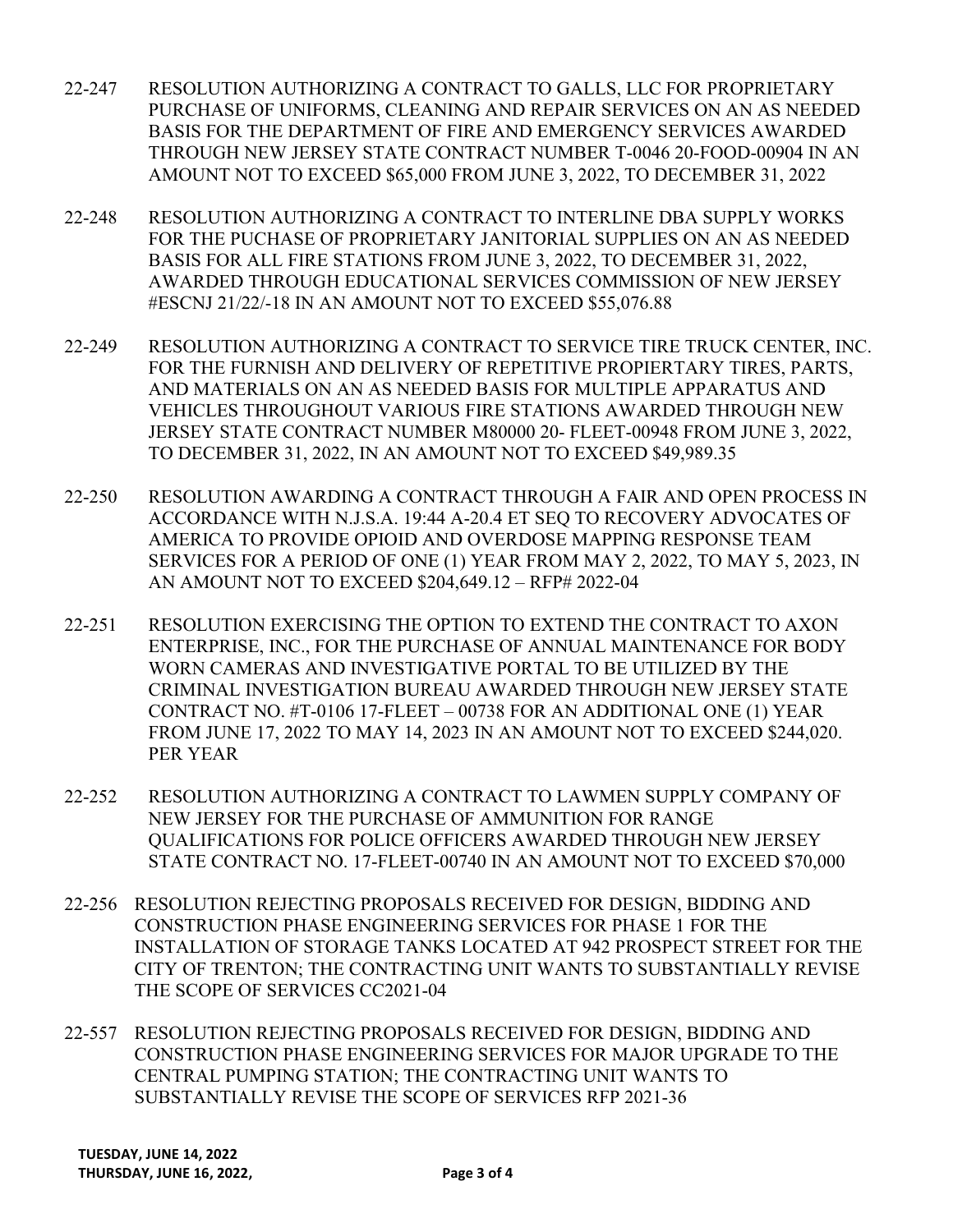22-247 RESOLUTION AUTHORIZING A CONTRACT TO GALLS, LLC FOR PROPRIETARY PURCHASE OF UNIFORMS, CLEANING AND REPAIR SERVICES ON AN AS NEEDED BASIS FOR THE DEPARTMENT OF FIRE AND EMERGENCY SERVICES AWARDED THROUGH NEW JERSEY STATE CONTRACT NUMBER T-0046 20-FOOD-00904 IN AN AMOUNT NOT TO EXCEED $65,000 FROM JUNE 3, 2022, TO DECEMBER 31, 2022

22-248 RESOLUTION AUTHORIZING A CONTRACT TO INTERLINE DBA SUPPLY WORKS FOR THE PUCHASE OF PROPRIETARY JANITORIAL SUPPLIES ON AN AS NEEDED BASIS FOR ALL FIRE STATIONS FROM JUNE 3, 2022, TO DECEMBER 31, 2022, AWARDED THROUGH EDUCATIONAL SERVICES COMMISSION OF NEW JERSEY #ESCNJ 21/22/-18 IN AN AMOUNT NOT TO EXCEED $55,076.88

22-249 RESOLUTION AUTHORIZING A CONTRACT TO SERVICE TIRE TRUCK CENTER, INC. FOR THE FURNISH AND DELIVERY OF REPETITIVE PROPIERTARY TIRES, PARTS, AND MATERIALS ON AN AS NEEDED BASIS FOR MULTIPLE APPARATUS AND VEHICLES THROUGHOUT VARIOUS FIRE STATIONS AWARDED THROUGH NEW JERSEY STATE CONTRACT NUMBER M80000 20- FLEET-00948 FROM JUNE 3, 2022, TO DECEMBER 31, 2022, IN AN AMOUNT NOT TO EXCEED $49,989.35

22-250 RESOLUTION AWARDING A CONTRACT THROUGH A FAIR AND OPEN PROCESS IN ACCORDANCE WITH N.J.S.A. 19:44 A-20.4 ET SEQ TO RECOVERY ADVOCATES OF AMERICA TO PROVIDE OPIOID AND OVERDOSE MAPPING RESPONSE TEAM SERVICES FOR A PERIOD OF ONE (1) YEAR FROM MAY 2, 2022, TO MAY 5, 2023, IN AN AMOUNT NOT TO EXCEED $204,649.12 – RFP# 2022-04

22-251 RESOLUTION EXERCISING THE OPTION TO EXTEND THE CONTRACT TO AXON ENTERPRISE, INC., FOR THE PURCHASE OF ANNUAL MAINTENANCE FOR BODY WORN CAMERAS AND INVESTIGATIVE PORTAL TO BE UTILIZED BY THE CRIMINAL INVESTIGATION BUREAU AWARDED THROUGH NEW JERSEY STATE CONTRACT NO. #T-0106 17-FLEET – 00738 FOR AN ADDITIONAL ONE (1) YEAR FROM JUNE 17, 2022 TO MAY 14, 2023 IN AN AMOUNT NOT TO EXCEED $244,020. PER YEAR

22-252 RESOLUTION AUTHORIZING A CONTRACT TO LAWMEN SUPPLY COMPANY OF NEW JERSEY FOR THE PURCHASE OF AMMUNITION FOR RANGE QUALIFICATIONS FOR POLICE OFFICERS AWARDED THROUGH NEW JERSEY STATE CONTRACT NO. 17-FLEET-00740 IN AN AMOUNT NOT TO EXCEED $70,000

22-256 RESOLUTION REJECTING PROPOSALS RECEIVED FOR DESIGN, BIDDING AND CONSTRUCTION PHASE ENGINEERING SERVICES FOR PHASE 1 FOR THE INSTALLATION OF STORAGE TANKS LOCATED AT 942 PROSPECT STREET FOR THE CITY OF TRENTON; THE CONTRACTING UNIT WANTS TO SUBSTANTIALLY REVISE THE SCOPE OF SERVICES CC2021-04

22-557 RESOLUTION REJECTING PROPOSALS RECEIVED FOR DESIGN, BIDDING AND CONSTRUCTION PHASE ENGINEERING SERVICES FOR MAJOR UPGRADE TO THE CENTRAL PUMPING STATION; THE CONTRACTING UNIT WANTS TO SUBSTANTIALLY REVISE THE SCOPE OF SERVICES RFP 2021-36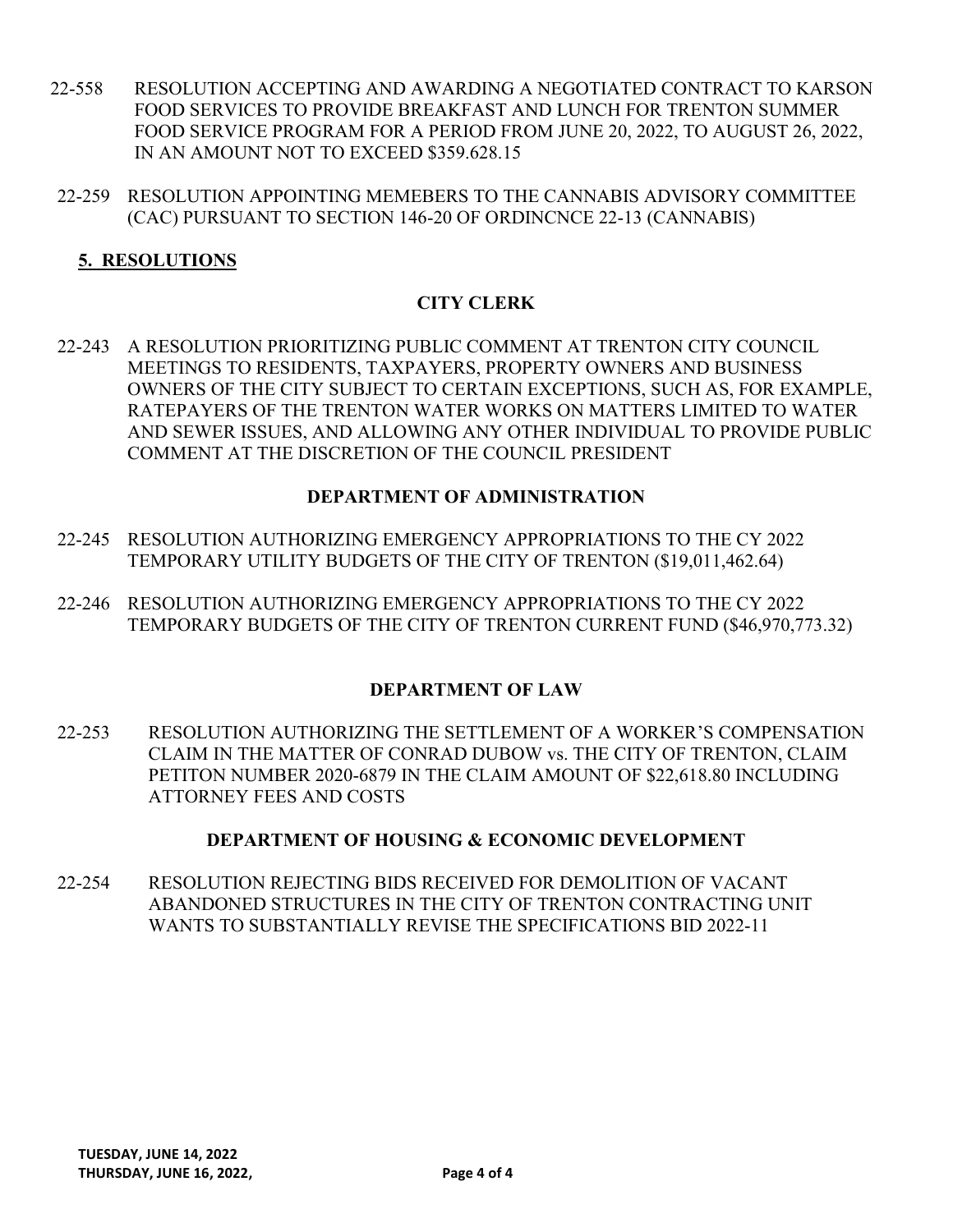22-558 RESOLUTION ACCEPTING AND AWARDING A NEGOTIATED CONTRACT TO KARSON FOOD SERVICES TO PROVIDE BREAKFAST AND LUNCH FOR TRENTON SUMMER FOOD SERVICE PROGRAM FOR A PERIOD FROM JUNE 20, 2022, TO AUGUST 26, 2022, IN AN AMOUNT NOT TO EXCEED $359.628.15

22-259 RESOLUTION APPOINTING MEMEBERS TO THE CANNABIS ADVISORY COMMITTEE (CAC) PURSUANT TO SECTION 146-20 OF ORDINCNCE 22-13 (CANNABIS)

## 5. RESOLUTIONS

### CITY CLERK

22-243 A RESOLUTION PRIORITIZING PUBLIC COMMENT AT TRENTON CITY COUNCIL MEETINGS TO RESIDENTS, TAXPAYERS, PROPERTY OWNERS AND BUSINESS OWNERS OF THE CITY SUBJECT TO CERTAIN EXCEPTIONS, SUCH AS, FOR EXAMPLE, RATEPAYERS OF THE TRENTON WATER WORKS ON MATTERS LIMITED TO WATER AND SEWER ISSUES, AND ALLOWING ANY OTHER INDIVIDUAL TO PROVIDE PUBLIC COMMENT AT THE DISCRETION OF THE COUNCIL PRESIDENT

### DEPARTMENT OF ADMINISTRATION

22-245 RESOLUTION AUTHORIZING EMERGENCY APPROPRIATIONS TO THE CY 2022 TEMPORARY UTILITY BUDGETS OF THE CITY OF TRENTON ($19,011,462.64)

22-246 RESOLUTION AUTHORIZING EMERGENCY APPROPRIATIONS TO THE CY 2022 TEMPORARY BUDGETS OF THE CITY OF TRENTON CURRENT FUND ($46,970,773.32)

### DEPARTMENT OF LAW

22-253 RESOLUTION AUTHORIZING THE SETTLEMENT OF A WORKER'S COMPENSATION CLAIM IN THE MATTER OF CONRAD DUBOW vs. THE CITY OF TRENTON, CLAIM PETITON NUMBER 2020-6879 IN THE CLAIM AMOUNT OF $22,618.80 INCLUDING ATTORNEY FEES AND COSTS

### DEPARTMENT OF HOUSING & ECONOMIC DEVELOPMENT

22-254 RESOLUTION REJECTING BIDS RECEIVED FOR DEMOLITION OF VACANT ABANDONED STRUCTURES IN THE CITY OF TRENTON CONTRACTING UNIT WANTS TO SUBSTANTIALLY REVISE THE SPECIFICATIONS BID 2022-11